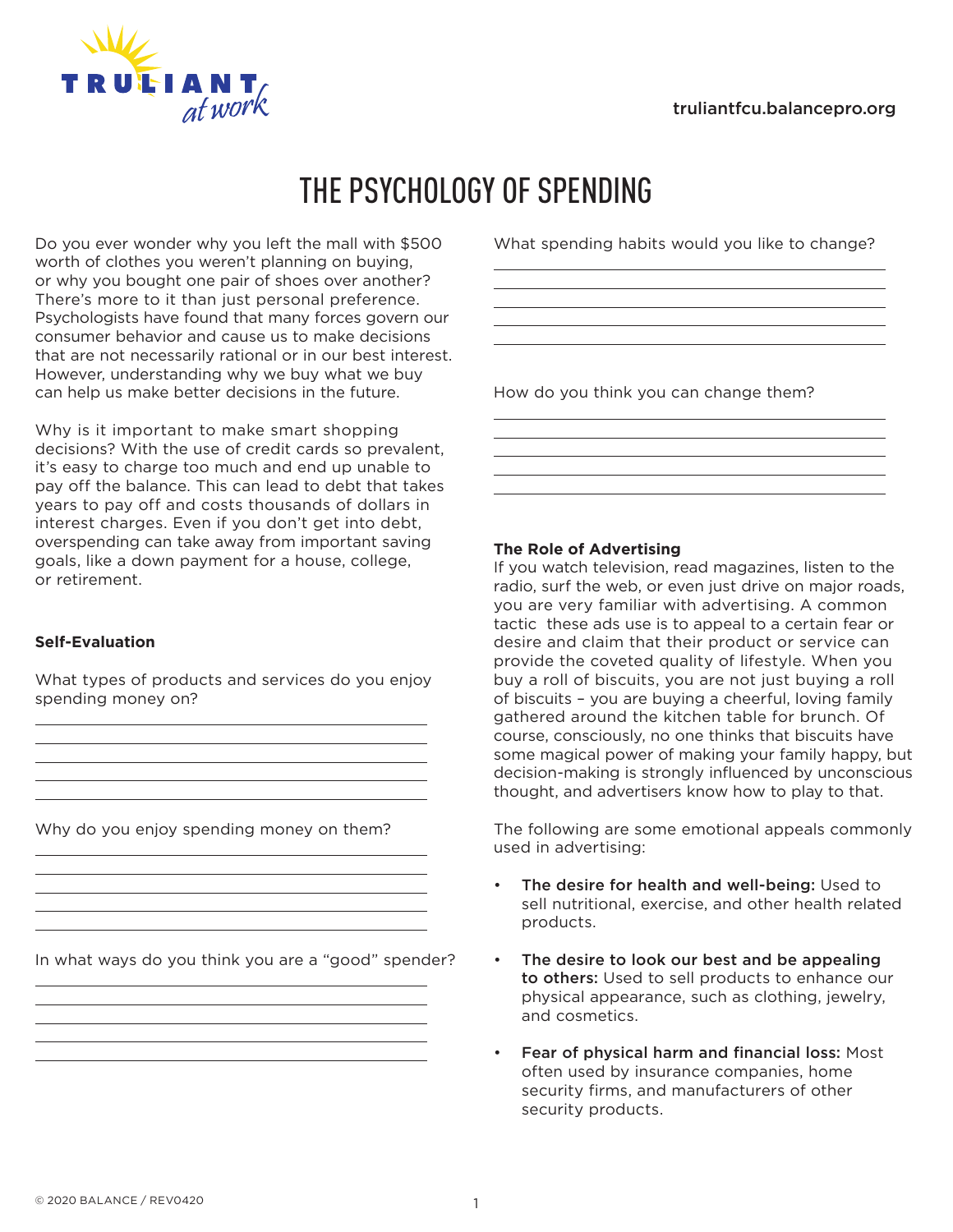# THE PSYCHOLOGY OF SPENDING

Do you ever wonder why you left the mall with $500 worth of clothes you weren't planning on buying, or why you bought one pair of shoes over another? There's more to it than just personal preference. Psychologists have found that many forces govern our consumer behavior and cause us to make decisions that are not necessarily rational or in our best interest. However, understanding why we buy what we buy can help us make better decisions in the future.

Why is it important to make smart shopping decisions? With the use of credit cards so prevalent, it's easy to charge too much and end up unable to pay off the balance. This can lead to debt that takes years to pay off and costs thousands of dollars in interest charges. Even if you don't get into debt, overspending can take away from important saving goals, like a down payment for a house, college, or retirement.

**Self-Evaluation**

What types of products and services do you enjoy spending money on?

______________________________________________
______________________________________________
______________________________________________
______________________________________________
______________________________________________

Why do you enjoy spending money on them?

______________________________________________
______________________________________________
______________________________________________
______________________________________________
______________________________________________

In what ways do you think you are a "good" spender?

______________________________________________
______________________________________________
______________________________________________
______________________________________________
______________________________________________

What spending habits would you like to change?

______________________________________________
______________________________________________
______________________________________________
______________________________________________
______________________________________________

How do you think you can change them?

______________________________________________
______________________________________________
______________________________________________
______________________________________________
______________________________________________

**The Role of Advertising**

If you watch television, read magazines, listen to the radio, surf the web, or even just drive on major roads, you are very familiar with advertising. A common tactic these ads use is to appeal to a certain fear or desire and claim that their product or service can provide the coveted quality of lifestyle. When you buy a roll of biscuits, you are not just buying a roll of biscuits – you are buying a cheerful, loving family gathered around the kitchen table for brunch. Of course, consciously, no one thinks that biscuits have some magical power of making your family happy, but decision-making is strongly influenced by unconscious thought, and advertisers know how to play to that.

The following are some emotional appeals commonly used in advertising:

- **The desire for health and well-being:** Used to sell nutritional, exercise, and other health related products.
- **The desire to look our best and be appealing to others:** Used to sell products to enhance our physical appearance, such as clothing, jewelry, and cosmetics.
- **Fear of physical harm and financial loss:** Most often used by insurance companies, home security firms, and manufacturers of other security products.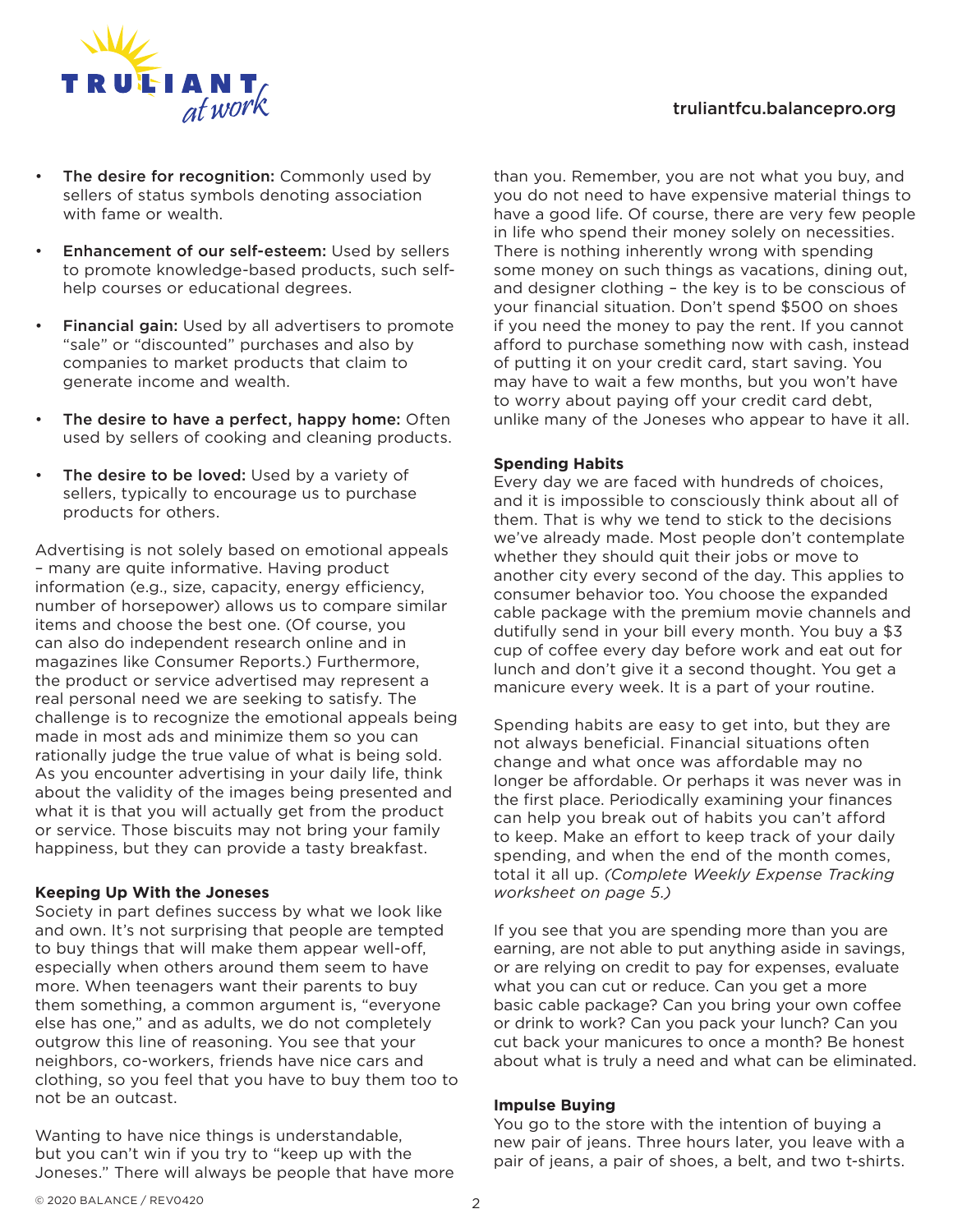- **The desire for recognition:** Commonly used by sellers of status symbols denoting association with fame or wealth.
- **Enhancement of our self-esteem:** Used by sellers to promote knowledge-based products, such self-help courses or educational degrees.
- **Financial gain:** Used by all advertisers to promote "sale" or "discounted" purchases and also by companies to market products that claim to generate income and wealth.
- **The desire to have a perfect, happy home:** Often used by sellers of cooking and cleaning products.
- **The desire to be loved:** Used by a variety of sellers, typically to encourage us to purchase products for others.

Advertising is not solely based on emotional appeals – many are quite informative. Having product information (e.g., size, capacity, energy efficiency, number of horsepower) allows us to compare similar items and choose the best one. (Of course, you can also do independent research online and in magazines like Consumer Reports.) Furthermore, the product or service advertised may represent a real personal need we are seeking to satisfy. The challenge is to recognize the emotional appeals being made in most ads and minimize them so you can rationally judge the true value of what is being sold. As you encounter advertising in your daily life, think about the validity of the images being presented and what it is that you will actually get from the product or service. Those biscuits may not bring your family happiness, but they can provide a tasty breakfast.

**Keeping Up With the Joneses**

Society in part defines success by what we look like and own. It's not surprising that people are tempted to buy things that will make them appear well-off, especially when others around them seem to have more. When teenagers want their parents to buy them something, a common argument is, "everyone else has one," and as adults, we do not completely outgrow this line of reasoning. You see that your neighbors, co-workers, friends have nice cars and clothing, so you feel that you have to buy them too to not be an outcast.

Wanting to have nice things is understandable, but you can't win if you try to "keep up with the Joneses." There will always be people that have more than you. Remember, you are not what you buy, and you do not need to have expensive material things to have a good life. Of course, there are very few people in life who spend their money solely on necessities. There is nothing inherently wrong with spending some money on such things as vacations, dining out, and designer clothing – the key is to be conscious of your financial situation. Don't spend $500 on shoes if you need the money to pay the rent. If you cannot afford to purchase something now with cash, instead of putting it on your credit card, start saving. You may have to wait a few months, but you won't have to worry about paying off your credit card debt, unlike many of the Joneses who appear to have it all.

**Spending Habits**

Every day we are faced with hundreds of choices, and it is impossible to consciously think about all of them. That is why we tend to stick to the decisions we've already made. Most people don't contemplate whether they should quit their jobs or move to another city every second of the day. This applies to consumer behavior too. You choose the expanded cable package with the premium movie channels and dutifully send in your bill every month. You buy a $3 cup of coffee every day before work and eat out for lunch and don't give it a second thought. You get a manicure every week. It is a part of your routine.

Spending habits are easy to get into, but they are not always beneficial. Financial situations often change and what once was affordable may no longer be affordable. Or perhaps it was never was in the first place. Periodically examining your finances can help you break out of habits you can't afford to keep. Make an effort to keep track of your daily spending, and when the end of the month comes, total it all up. *(Complete Weekly Expense Tracking worksheet on page 5.)*

If you see that you are spending more than you are earning, are not able to put anything aside in savings, or are relying on credit to pay for expenses, evaluate what you can cut or reduce. Can you get a more basic cable package? Can you bring your own coffee or drink to work? Can you pack your lunch? Can you cut back your manicures to once a month? Be honest about what is truly a need and what can be eliminated.

**Impulse Buying**

You go to the store with the intention of buying a new pair of jeans. Three hours later, you leave with a pair of jeans, a pair of shoes, a belt, and two t-shirts.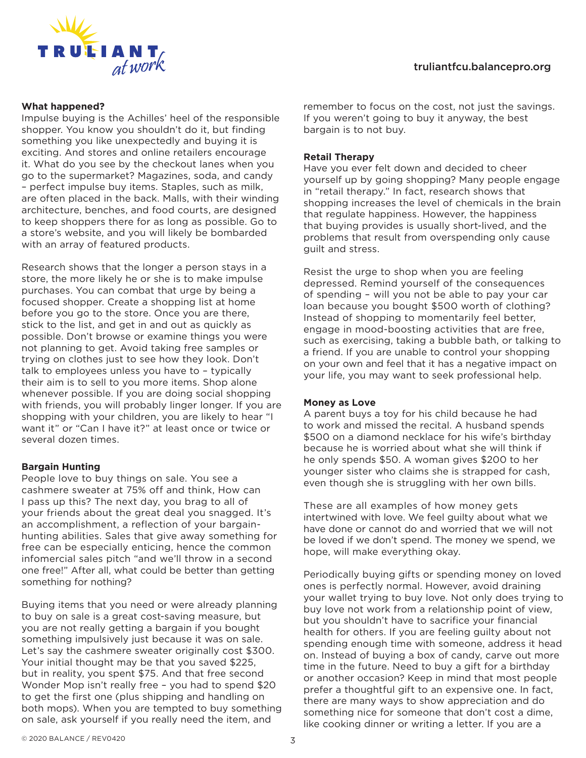**What happened?**

Impulse buying is the Achilles' heel of the responsible shopper. You know you shouldn't do it, but finding something you like unexpectedly and buying it is exciting. And stores and online retailers encourage it. What do you see by the checkout lanes when you go to the supermarket? Magazines, soda, and candy – perfect impulse buy items. Staples, such as milk, are often placed in the back. Malls, with their winding architecture, benches, and food courts, are designed to keep shoppers there for as long as possible. Go to a store's website, and you will likely be bombarded with an array of featured products.

Research shows that the longer a person stays in a store, the more likely he or she is to make impulse purchases. You can combat that urge by being a focused shopper. Create a shopping list at home before you go to the store. Once you are there, stick to the list, and get in and out as quickly as possible. Don't browse or examine things you were not planning to get. Avoid taking free samples or trying on clothes just to see how they look. Don't talk to employees unless you have to – typically their aim is to sell to you more items. Shop alone whenever possible. If you are doing social shopping with friends, you will probably linger longer. If you are shopping with your children, you are likely to hear "I want it" or "Can I have it?" at least once or twice or several dozen times.

**Bargain Hunting**

People love to buy things on sale. You see a cashmere sweater at 75% off and think, How can I pass up this? The next day, you brag to all of your friends about the great deal you snagged. It's an accomplishment, a reflection of your bargain-hunting abilities. Sales that give away something for free can be especially enticing, hence the common infomercial sales pitch "and we'll throw in a second one free!" After all, what could be better than getting something for nothing?

Buying items that you need or were already planning to buy on sale is a great cost-saving measure, but you are not really getting a bargain if you bought something impulsively just because it was on sale. Let's say the cashmere sweater originally cost $300. Your initial thought may be that you saved $225, but in reality, you spent $75. And that free second Wonder Mop isn't really free – you had to spend $20 to get the first one (plus shipping and handling on both mops). When you are tempted to buy something on sale, ask yourself if you really need the item, and remember to focus on the cost, not just the savings. If you weren't going to buy it anyway, the best bargain is to not buy.

**Retail Therapy**

Have you ever felt down and decided to cheer yourself up by going shopping? Many people engage in "retail therapy." In fact, research shows that shopping increases the level of chemicals in the brain that regulate happiness. However, the happiness that buying provides is usually short-lived, and the problems that result from overspending only cause guilt and stress.

Resist the urge to shop when you are feeling depressed. Remind yourself of the consequences of spending – will you not be able to pay your car loan because you bought $500 worth of clothing? Instead of shopping to momentarily feel better, engage in mood-boosting activities that are free, such as exercising, taking a bubble bath, or talking to a friend. If you are unable to control your shopping on your own and feel that it has a negative impact on your life, you may want to seek professional help.

**Money as Love**

A parent buys a toy for his child because he had to work and missed the recital. A husband spends $500 on a diamond necklace for his wife's birthday because he is worried about what she will think if he only spends $50. A woman gives $200 to her younger sister who claims she is strapped for cash, even though she is struggling with her own bills.

These are all examples of how money gets intertwined with love. We feel guilty about what we have done or cannot do and worried that we will not be loved if we don't spend. The money we spend, we hope, will make everything okay.

Periodically buying gifts or spending money on loved ones is perfectly normal. However, avoid draining your wallet trying to buy love. Not only does trying to buy love not work from a relationship point of view, but you shouldn't have to sacrifice your financial health for others. If you are feeling guilty about not spending enough time with someone, address it head on. Instead of buying a box of candy, carve out more time in the future. Need to buy a gift for a birthday or another occasion? Keep in mind that most people prefer a thoughtful gift to an expensive one. In fact, there are many ways to show appreciation and do something nice for someone that don't cost a dime, like cooking dinner or writing a letter. If you are a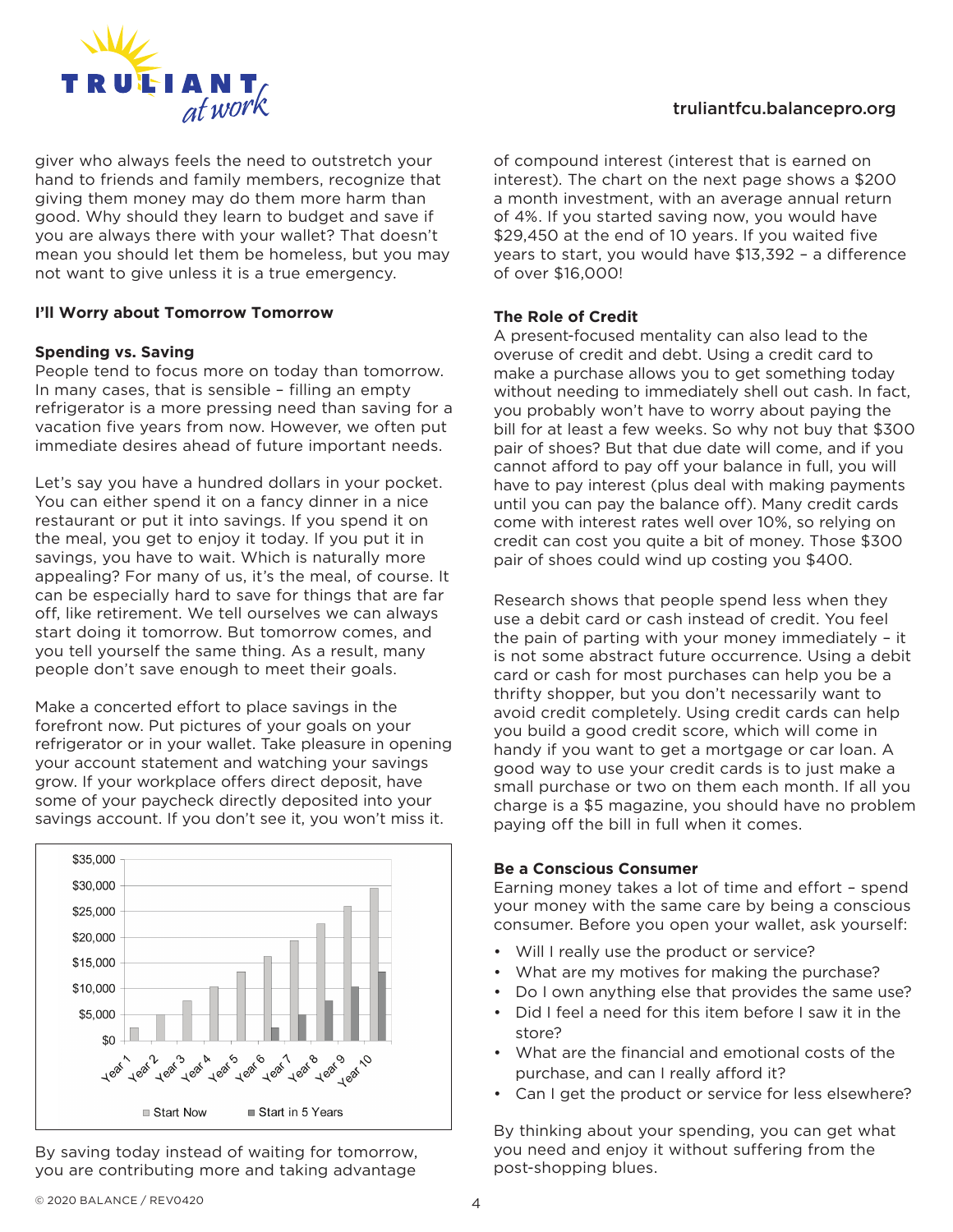giver who always feels the need to outstretch your hand to friends and family members, recognize that giving them money may do them more harm than good. Why should they learn to budget and save if you are always there with your wallet? That doesn't mean you should let them be homeless, but you may not want to give unless it is a true emergency.

## I'll Worry about Tomorrow Tomorrow

### Spending vs. Saving

People tend to focus more on today than tomorrow. In many cases, that is sensible – filling an empty refrigerator is a more pressing need than saving for a vacation five years from now. However, we often put immediate desires ahead of future important needs.

Let's say you have a hundred dollars in your pocket. You can either spend it on a fancy dinner in a nice restaurant or put it into savings. If you spend it on the meal, you get to enjoy it today. If you put it in savings, you have to wait. Which is naturally more appealing? For many of us, it's the meal, of course. It can be especially hard to save for things that are far off, like retirement. We tell ourselves we can always start doing it tomorrow. But tomorrow comes, and you tell yourself the same thing. As a result, many people don't save enough to meet their goals.

Make a concerted effort to place savings in the forefront now. Put pictures of your goals on your refrigerator or in your wallet. Take pleasure in opening your account statement and watching your savings grow. If your workplace offers direct deposit, have some of your paycheck directly deposited into your savings account. If you don't see it, you won't miss it.

By saving today instead of waiting for tomorrow, you are contributing more and taking advantage of compound interest (interest that is earned on interest). The chart on the next page shows a $200 a month investment, with an average annual return of 4%. If you started saving now, you would have $29,450 at the end of 10 years. If you waited five years to start, you would have $13,392 – a difference of over $16,000!

### The Role of Credit

A present-focused mentality can also lead to the overuse of credit and debt. Using a credit card to make a purchase allows you to get something today without needing to immediately shell out cash. In fact, you probably won't have to worry about paying the bill for at least a few weeks. So why not buy that $300 pair of shoes? But that due date will come, and if you cannot afford to pay off your balance in full, you will have to pay interest (plus deal with making payments until you can pay the balance off). Many credit cards come with interest rates well over 10%, so relying on credit can cost you quite a bit of money. Those $300 pair of shoes could wind up costing you $400.

Research shows that people spend less when they use a debit card or cash instead of credit. You feel the pain of parting with your money immediately – it is not some abstract future occurrence. Using a debit card or cash for most purchases can help you be a thrifty shopper, but you don't necessarily want to avoid credit completely. Using credit cards can help you build a good credit score, which will come in handy if you want to get a mortgage or car loan. A good way to use your credit cards is to just make a small purchase or two on them each month. If all you charge is a $5 magazine, you should have no problem paying off the bill in full when it comes.

### Be a Conscious Consumer

Earning money takes a lot of time and effort – spend your money with the same care by being a conscious consumer. Before you open your wallet, ask yourself:

- Will I really use the product or service?
- What are my motives for making the purchase?
- Do I own anything else that provides the same use?
- Did I feel a need for this item before I saw it in the store?
- What are the financial and emotional costs of the purchase, and can I really afford it?
- Can I get the product or service for less elsewhere?

By thinking about your spending, you can get what you need and enjoy it without suffering from the post-shopping blues.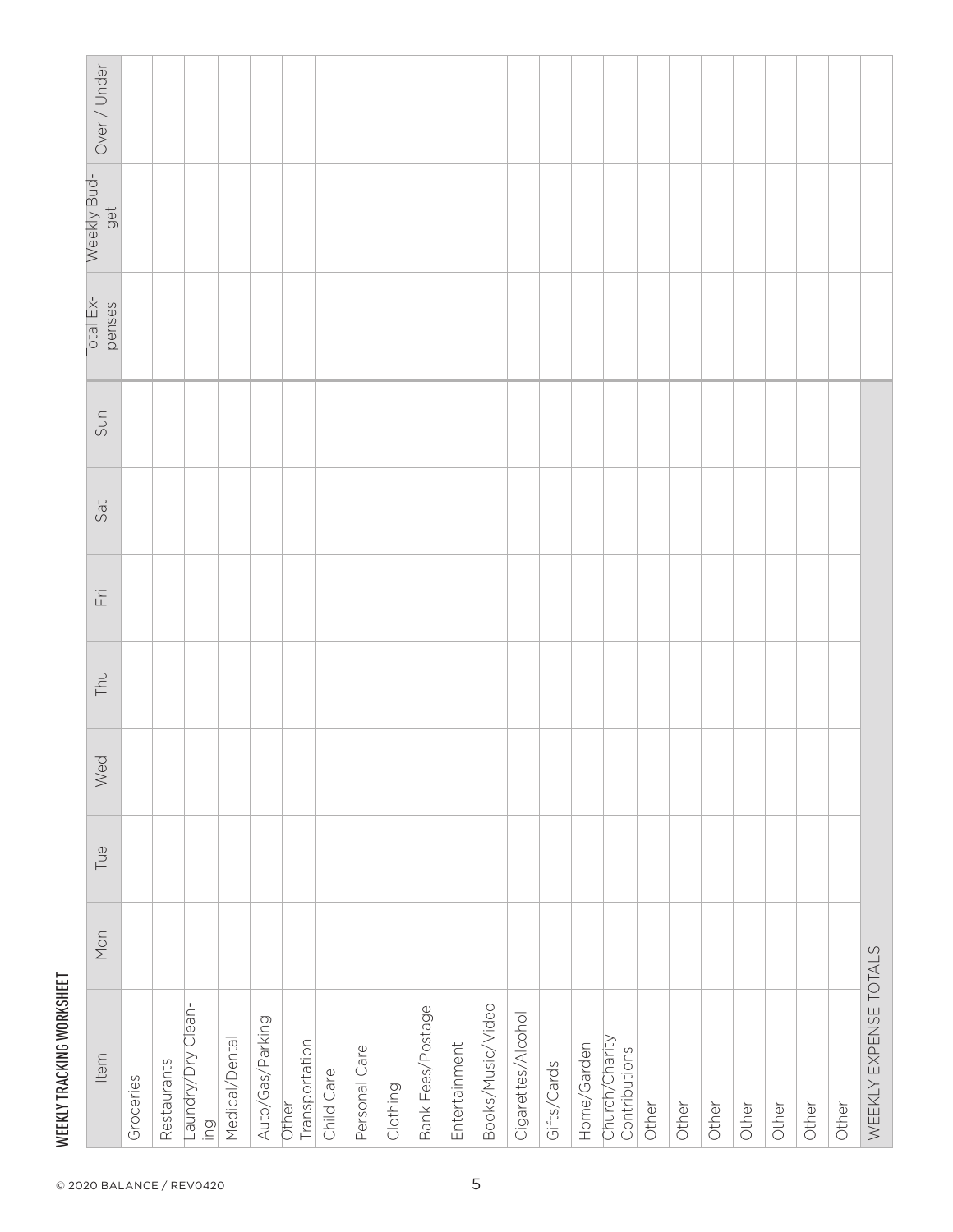## WEEKLY TRACKING WORKSHEET

| Item | Mon | Tue | Wed | Thu | Fri | Sat | Sun | Total Expenses | Weekly Budget | Over / Under |
|---|---|---|---|---|---|---|---|---|---|---|
| Groceries | | | | | | | | | | |
| Restaurants | | | | | | | | | | |
| Laundry/Dry Cleaning | | | | | | | | | | |
| Medical/Dental | | | | | | | | | | |
| Auto/Gas/Parking | | | | | | | | | | |
| Other Transportation | | | | | | | | | | |
| Child Care | | | | | | | | | | |
| Personal Care | | | | | | | | | | |
| Clothing | | | | | | | | | | |
| Bank Fees/Postage | | | | | | | | | | |
| Entertainment | | | | | | | | | | |
| Books/Music/Video | | | | | | | | | | |
| Cigarettes/Alcohol | | | | | | | | | | |
| Gifts/Cards | | | | | | | | | | |
| Home/Garden | | | | | | | | | | |
| Church/Charity Contributions | | | | | | | | | | |
| Other | | | | | | | | | | |
| Other | | | | | | | | | | |
| Other | | | | | | | | | | |
| Other | | | | | | | | | | |
| Other | | | | | | | | | | |
| Other | | | | | | | | | | |
| Other | | | | | | | | | | |
| WEEKLY EXPENSE TOTALS | | | | | | | | | | |

© 2020 BALANCE / REV0420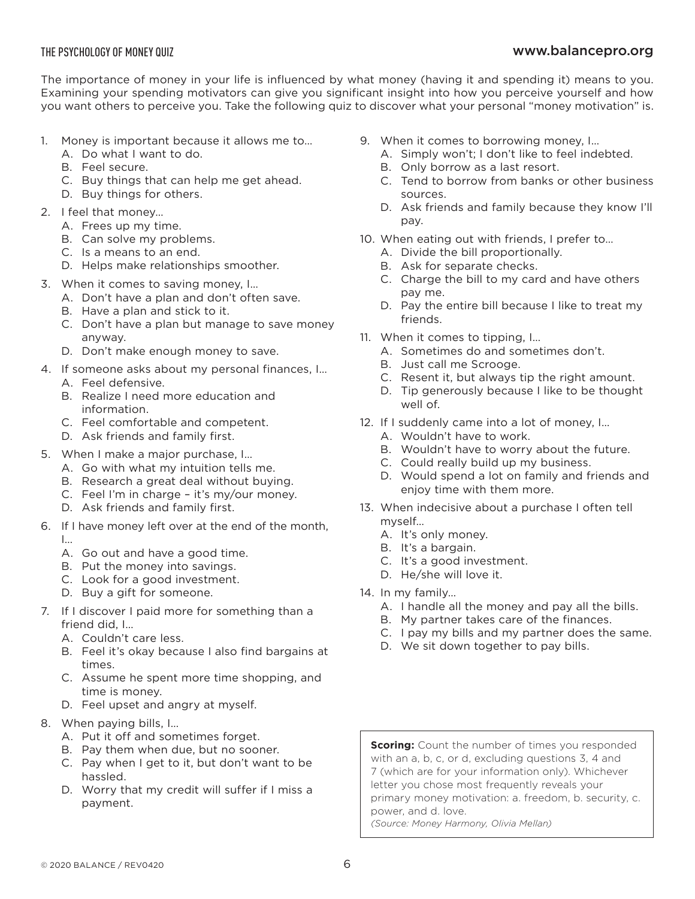# THE PSYCHOLOGY OF MONEY QUIZ

The importance of money in your life is influenced by what money (having it and spending it) means to you. Examining your spending motivators can give you significant insight into how you perceive yourself and how you want others to perceive you. Take the following quiz to discover what your personal "money motivation" is.

1. Money is important because it allows me to...
   A. Do what I want to do.
   B. Feel secure.
   C. Buy things that can help me get ahead.
   D. Buy things for others.
2. I feel that money...
   A. Frees up my time.
   B. Can solve my problems.
   C. Is a means to an end.
   D. Helps make relationships smoother.
3. When it comes to saving money, I...
   A. Don't have a plan and don't often save.
   B. Have a plan and stick to it.
   C. Don't have a plan but manage to save money anyway.
   D. Don't make enough money to save.
4. If someone asks about my personal finances, I...
   A. Feel defensive.
   B. Realize I need more education and information.
   C. Feel comfortable and competent.
   D. Ask friends and family first.
5. When I make a major purchase, I...
   A. Go with what my intuition tells me.
   B. Research a great deal without buying.
   C. Feel I'm in charge – it's my/our money.
   D. Ask friends and family first.
6. If I have money left over at the end of the month, I...
   A. Go out and have a good time.
   B. Put the money into savings.
   C. Look for a good investment.
   D. Buy a gift for someone.
7. If I discover I paid more for something than a friend did, I...
   A. Couldn't care less.
   B. Feel it's okay because I also find bargains at times.
   C. Assume he spent more time shopping, and time is money.
   D. Feel upset and angry at myself.
8. When paying bills, I...
   A. Put it off and sometimes forget.
   B. Pay them when due, but no sooner.
   C. Pay when I get to it, but don't want to be hassled.
   D. Worry that my credit will suffer if I miss a payment.
9. When it comes to borrowing money, I...
   A. Simply won't; I don't like to feel indebted.
   B. Only borrow as a last resort.
   C. Tend to borrow from banks or other business sources.
   D. Ask friends and family because they know I'll pay.
10. When eating out with friends, I prefer to...
    A. Divide the bill proportionally.
    B. Ask for separate checks.
    C. Charge the bill to my card and have others pay me.
    D. Pay the entire bill because I like to treat my friends.
11. When it comes to tipping, I...
    A. Sometimes do and sometimes don't.
    B. Just call me Scrooge.
    C. Resent it, but always tip the right amount.
    D. Tip generously because I like to be thought well of.
12. If I suddenly came into a lot of money, I...
    A. Wouldn't have to work.
    B. Wouldn't have to worry about the future.
    C. Could really build up my business.
    D. Would spend a lot on family and friends and enjoy time with them more.
13. When indecisive about a purchase I often tell myself...
    A. It's only money.
    B. It's a bargain.
    C. It's a good investment.
    D. He/she will love it.
14. In my family...
    A. I handle all the money and pay all the bills.
    B. My partner takes care of the finances.
    C. I pay my bills and my partner does the same.
    D. We sit down together to pay bills.

**Scoring:** Count the number of times you responded with an a, b, c, or d, excluding questions 3, 4 and 7 (which are for your information only). Whichever letter you chose most frequently reveals your primary money motivation: a. freedom, b. security, c. power, and d. love.
*(Source: Money Harmony, Olivia Mellan)*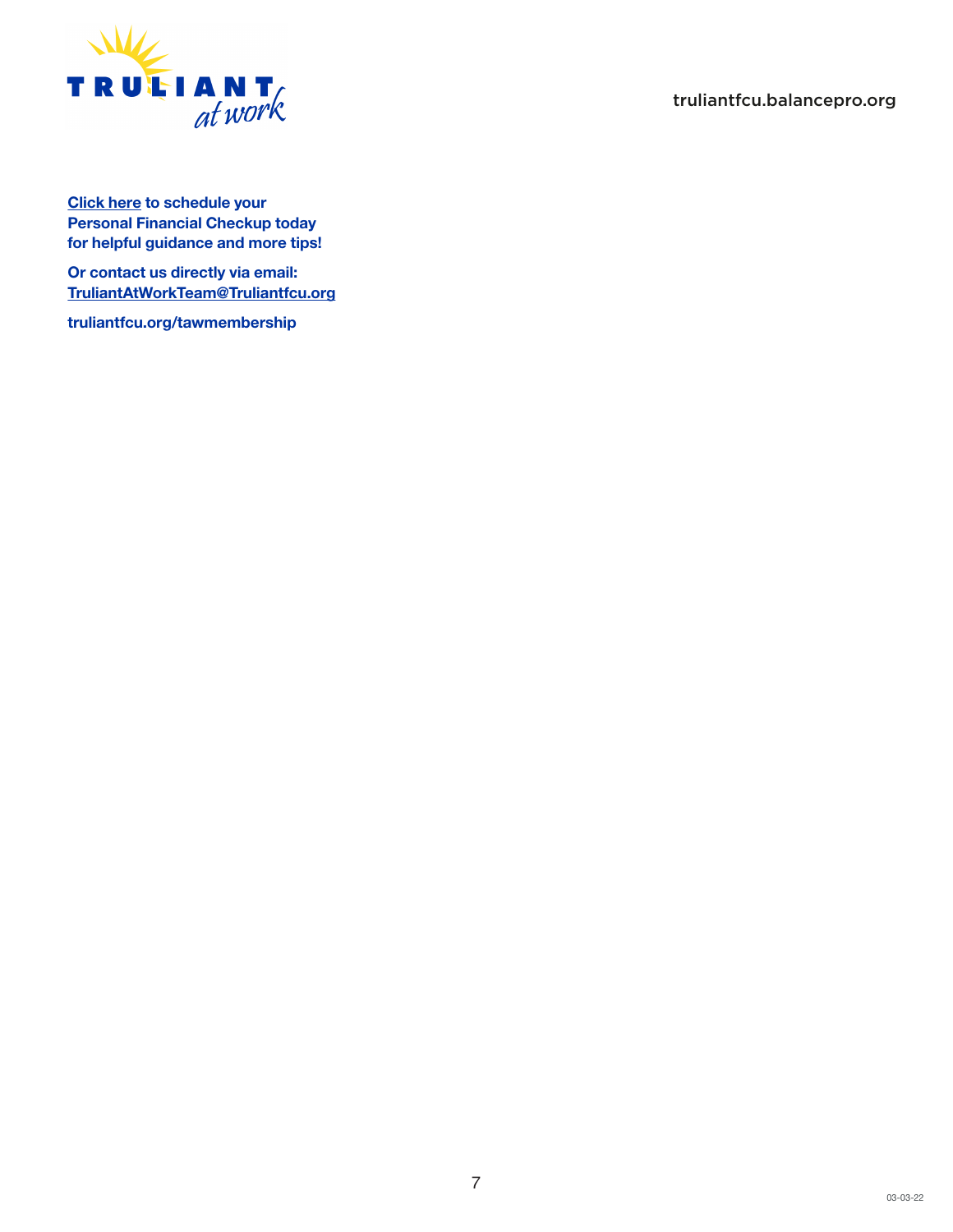truliantfcu.balancepro.org

**Click here to schedule your Personal Financial Checkup today for helpful guidance and more tips!**

**Or contact us directly via email: TruliantAtWorkTeam@Truliantfcu.org**

**truliantfcu.org/tawmembership**

03-03-22